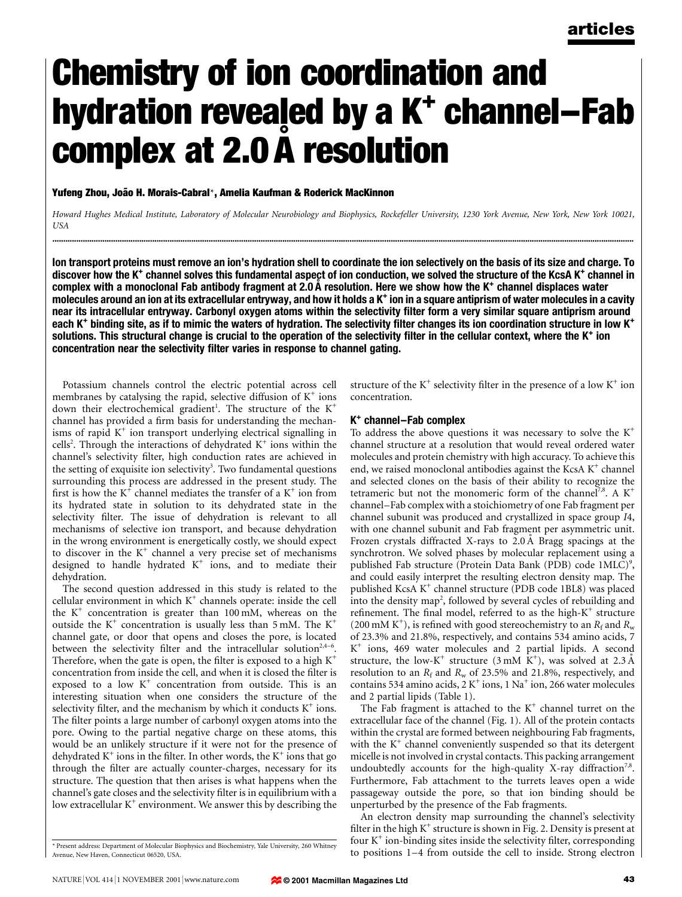# Chemistry of ion coordination and hydration revealed by a $K^+$ channel–Fab complex at 2.0 Å resolution

**Yufeng Zhou, João H. Morais-Cabral*, Amelia Kaufman & Roderick MacKinnon**

*Howard Hughes Medical Institute, Laboratory of Molecular Neurobiology and Biophysics, Rockefeller University, 1230 York Avenue, New York, New York 10021, USA*

**Ion transport proteins must remove an ion's hydration shell to coordinate the ion selectively on the basis of its size and charge. To discover how the $K^+$ channel solves this fundamental aspect of ion conduction, we solved the structure of the KcsA $K^+$ channel in complex with a monoclonal Fab antibody fragment at 2.0 Å resolution. Here we show how the $K^+$ channel displaces water molecules around an ion at its extracellular entryway, and how it holds a $K^+$ ion in a square antiprism of water molecules in a cavity near its intracellular entryway. Carbonyl oxygen atoms within the selectivity filter form a very similar square antiprism around each $K^+$ binding site, as if to mimic the waters of hydration. The selectivity filter changes its ion coordination structure in low $K^+$ solutions. This structural change is crucial to the operation of the selectivity filter in the cellular context, where the $K^+$ ion concentration near the selectivity filter varies in response to channel gating.**

Potassium channels control the electric potential across cell membranes by catalysing the rapid, selective diffusion of $K^+$ ions down their electrochemical gradient[1]. The structure of the $K^+$ channel has provided a firm basis for understanding the mechanisms of rapid $K^+$ ion transport underlying electrical signalling in cells[2]. Through the interactions of dehydrated $K^+$ ions within the channel's selectivity filter, high conduction rates are achieved in the setting of exquisite ion selectivity[3]. Two fundamental questions surrounding this process are addressed in the present study. The first is how the $K^+$ channel mediates the transfer of a $K^+$ ion from its hydrated state in solution to its dehydrated state in the selectivity filter. The issue of dehydration is relevant to all mechanisms of selective ion transport, and because dehydration in the wrong environment is energetically costly, we should expect to discover in the $K^+$ channel a very precise set of mechanisms designed to handle hydrated $K^+$ ions, and to mediate their dehydration.

The second question addressed in this study is related to the cellular environment in which $K^+$ channels operate: inside the cell the $K^+$ concentration is greater than 100 mM, whereas on the outside the $K^+$ concentration is usually less than 5 mM. The $K^+$ channel gate, or door that opens and closes the pore, is located between the selectivity filter and the intracellular solution[2,4–6]. Therefore, when the gate is open, the filter is exposed to a high $K^+$ concentration from inside the cell, and when it is closed the filter is exposed to a low $K^+$ concentration from outside. This is an interesting situation when one considers the structure of the selectivity filter, and the mechanism by which it conducts $K^+$ ions. The filter points a large number of carbonyl oxygen atoms into the pore. Owing to the partial negative charge on these atoms, this would be an unlikely structure if it were not for the presence of dehydrated $K^+$ ions in the filter. In other words, the $K^+$ ions that go through the filter are actually counter-charges, necessary for its structure. The question that then arises is what happens when the channel's gate closes and the selectivity filter is in equilibrium with a low extracellular $K^+$ environment. We answer this by describing the structure of the $K^+$ selectivity filter in the presence of a low $K^+$ ion concentration.

## $K^+$ channel–Fab complex

To address the above questions it was necessary to solve the $K^+$ channel structure at a resolution that would reveal ordered water molecules and protein chemistry with high accuracy. To achieve this end, we raised monoclonal antibodies against the KcsA $K^+$ channel and selected clones on the basis of their ability to recognize the tetrameric but not the monomeric form of the channel[7,8]. A $K^+$ channel–Fab complex with a stoichiometry of one Fab fragment per channel subunit was produced and crystallized in space group *I*4, with one channel subunit and Fab fragment per asymmetric unit. Frozen crystals diffracted X-rays to 2.0 Å Bragg spacings at the synchrotron. We solved phases by molecular replacement using a published Fab structure (Protein Data Bank (PDB) code 1MLC)[9], and could easily interpret the resulting electron density map. The published KcsA $K^+$ channel structure (PDB code 1BL8) was placed into the density map[2], followed by several cycles of rebuilding and refinement. The final model, referred to as the high-$K^+$ structure (200 mM $K^+$), is refined with good stereochemistry to an $R_f$ and $R_w$ of 23.3% and 21.8%, respectively, and contains 534 amino acids, 7 $K^+$ ions, 469 water molecules and 2 partial lipids. A second structure, the low-$K^+$ structure (3 mM $K^+$), was solved at 2.3 Å resolution to an $R_f$ and $R_w$ of 23.5% and 21.8%, respectively, and contains 534 amino acids, 2 $K^+$ ions, 1 $Na^+$ ion, 266 water molecules and 2 partial lipids (Table 1).

The Fab fragment is attached to the $K^+$ channel turret on the extracellular face of the channel (Fig. 1). All of the protein contacts within the crystal are formed between neighbouring Fab fragments, with the $K^+$ channel conveniently suspended so that its detergent micelle is not involved in crystal contacts. This packing arrangement undoubtedly accounts for the high-quality X-ray diffraction[7,8]. Furthermore, Fab attachment to the turrets leaves open a wide passageway outside the pore, so that ion binding should be unperturbed by the presence of the Fab fragments.

An electron density map surrounding the channel's selectivity filter in the high $K^+$ structure is shown in Fig. 2. Density is present at four $K^+$ ion-binding sites inside the selectivity filter, corresponding to positions 1–4 from outside the cell to inside. Strong electron

\* Present address: Department of Molecular Biophysics and Biochemistry, Yale University, 260 Whitney Avenue, New Haven, Connecticut 06520, USA.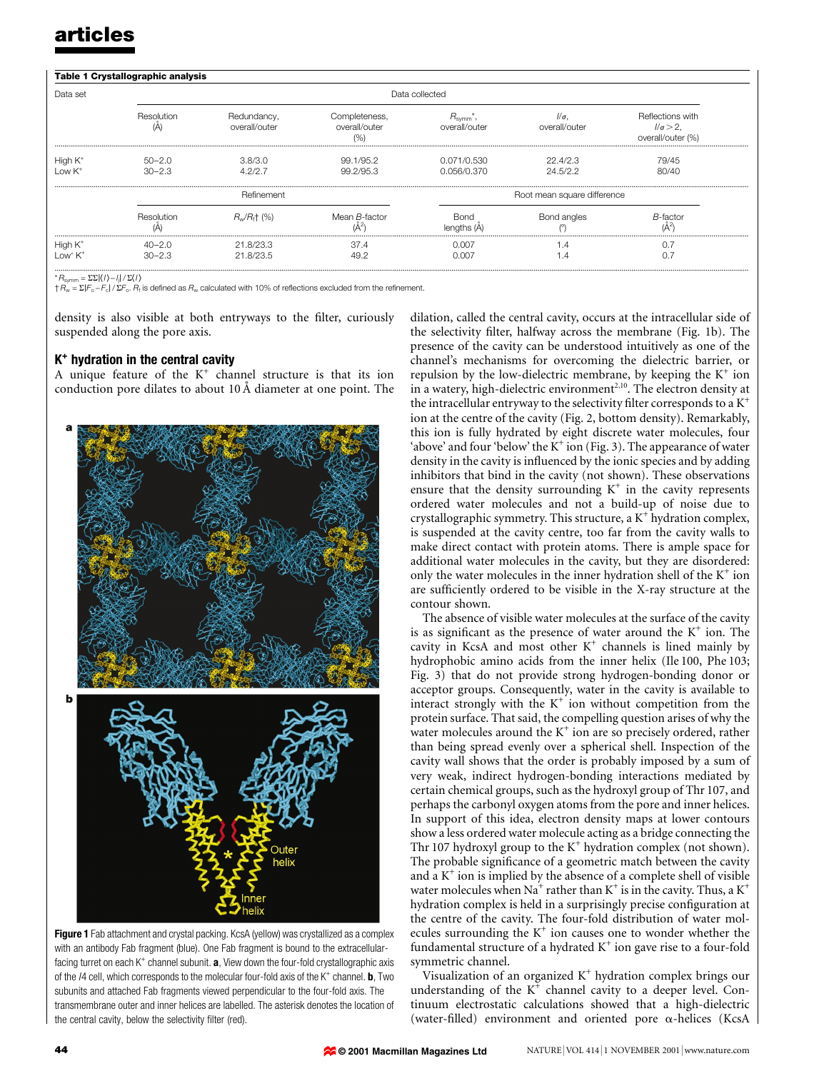**Table 1 Crystallographic analysis**

| Data set | Data collected | | | | | |
|---|---|---|---|---|---|---|
| | Resolution (Å) | Redundancy, overall/outer | Completeness, overall/outer (%) | $R_{symm}$*, overall/outer | $I/\sigma$, overall/outer | Reflections with $I/\sigma > 2$, overall/outer (%) |
| High $K^+$ | 50–2.0 | 3.8/3.0 | 99.1/95.2 | 0.071/0.530 | 22.4/2.3 | 79/45 |
| Low $K^+$ | 30–2.3 | 4.2/2.7 | 99.2/95.3 | 0.056/0.370 | 24.5/2.2 | 80/40 |
| | Refinement | | | Root mean square difference | | |
| | Resolution (Å) | $R_w/R_f$† (%) | Mean *B*-factor (Å$^2$) | Bond lengths (Å) | Bond angles (°) | *B*-factor (Å$^2$) |
| High $K^+$ | 40–2.0 | 21.8/23.3 | 37.4 | 0.007 | 1.4 | 0.7 |
| Low $K^+$ | 30–2.3 | 21.8/23.5 | 49.2 | 0.007 | 1.4 | 0.7 |

* $R_{symm} = \Sigma\Sigma|\langle I \rangle - I| / \Sigma\langle I \rangle$

† $R_w = \Sigma|F_o - F_c| / \Sigma F_o$. $R_f$ is defined as $R_w$ calculated with 10% of reflections excluded from the refinement.

density is also visible at both entryways to the filter, curiously suspended along the pore axis.

### $K^+$ hydration in the central cavity

A unique feature of the $K^+$ channel structure is that its ion conduction pore dilates to about 10 Å diameter at one point. The dilation, called the central cavity, occurs at the intracellular side of the selectivity filter, halfway across the membrane (Fig. 1b). The presence of the cavity can be understood intuitively as one of the channel's mechanisms for overcoming the dielectric barrier, or repulsion by the low-dielectric membrane, by keeping the $K^+$ ion in a watery, high-dielectric environment[2,10]. The electron density at the intracellular entryway to the selectivity filter corresponds to a $K^+$ ion at the centre of the cavity (Fig. 2, bottom density). Remarkably, this ion is fully hydrated by eight discrete water molecules, four 'above' and four 'below' the $K^+$ ion (Fig. 3). The appearance of water density in the cavity is influenced by the ionic species and by adding inhibitors that bind in the cavity (not shown). These observations ensure that the density surrounding $K^+$ in the cavity represents ordered water molecules and not a build-up of noise due to crystallographic symmetry. This structure, a $K^+$ hydration complex, is suspended at the cavity centre, too far from the cavity walls to make direct contact with protein atoms. There is ample space for additional water molecules in the cavity, but they are disordered: only the water molecules in the inner hydration shell of the $K^+$ ion are sufficiently ordered to be visible in the X-ray structure at the contour shown.

The absence of visible water molecules at the surface of the cavity is as significant as the presence of water around the $K^+$ ion. The cavity in KcsA and most other $K^+$ channels is lined mainly by hydrophobic amino acids from the inner helix (Ile 100, Phe 103; Fig. 3) that do not provide strong hydrogen-bonding donor or acceptor groups. Consequently, water in the cavity is available to interact strongly with the $K^+$ ion without competition from the protein surface. That said, the compelling question arises of why the water molecules around the $K^+$ ion are so precisely ordered, rather than being spread evenly over a spherical shell. Inspection of the cavity wall shows that the order is probably imposed by a sum of very weak, indirect hydrogen-bonding interactions mediated by certain chemical groups, such as the hydroxyl group of Thr 107, and perhaps the carbonyl oxygen atoms from the pore and inner helices. In support of this idea, electron density maps at lower contours show a less ordered water molecule acting as a bridge connecting the Thr 107 hydroxyl group to the $K^+$ hydration complex (not shown). The probable significance of a geometric match between the cavity and a $K^+$ ion is implied by the absence of a complete shell of visible water molecules when $Na^+$ rather than $K^+$ is in the cavity. Thus, a $K^+$ hydration complex is held in a surprisingly precise configuration at the centre of the cavity. The four-fold distribution of water molecules surrounding the $K^+$ ion causes one to wonder whether the fundamental structure of a hydrated $K^+$ ion gave rise to a four-fold symmetric channel.

Visualization of an organized $K^+$ hydration complex brings our understanding of the $K^+$ channel cavity to a deeper level. Continuum electrostatic calculations showed that a high-dielectric (water-filled) environment and oriented pore α-helices (KcsA

**Figure 1** Fab attachment and crystal packing. KcsA (yellow) was crystallized as a complex with an antibody Fab fragment (blue). One Fab fragment is bound to the extracellular-facing turret on each $K^+$ channel subunit. **a**, View down the four-fold crystallographic axis of the *I*4 cell, which corresponds to the molecular four-fold axis of the $K^+$ channel. **b**, Two subunits and attached Fab fragments viewed perpendicular to the four-fold axis. The transmembrane outer and inner helices are labelled. The asterisk denotes the location of the central cavity, below the selectivity filter (red).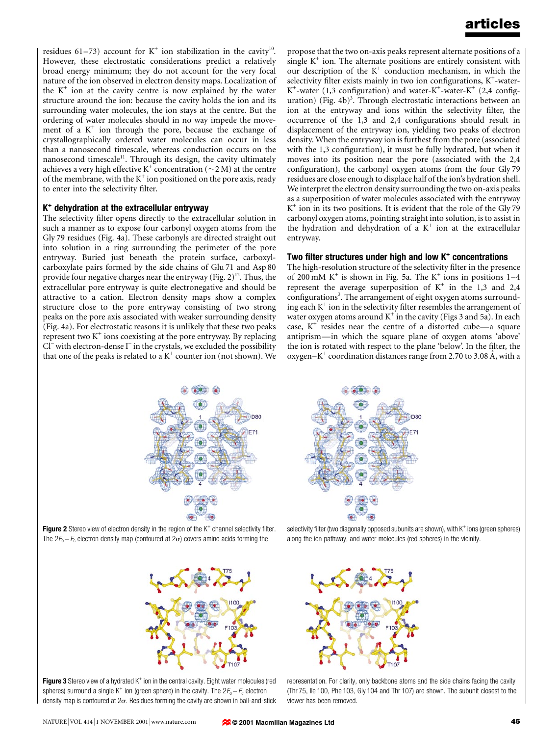residues 61–73) account for $K^+$ ion stabilization in the cavity[10]. However, these electrostatic considerations predict a relatively broad energy minimum; they do not account for the very focal nature of the ion observed in electron density maps. Localization of the $K^+$ ion at the cavity centre is now explained by the water structure around the ion: because the cavity holds the ion and its surrounding water molecules, the ion stays at the centre. But the ordering of water molecules should in no way impede the movement of a $K^+$ ion through the pore, because the exchange of crystallographically ordered water molecules can occur in less than a nanosecond timescale, whereas conduction occurs on the nanosecond timescale[11]. Through its design, the cavity ultimately achieves a very high effective $K^+$ concentration (~2 M) at the centre of the membrane, with the $K^+$ ion positioned on the pore axis, ready to enter into the selectivity filter.

### $K^+$ dehydration at the extracellular entryway

The selectivity filter opens directly to the extracellular solution in such a manner as to expose four carbonyl oxygen atoms from the Gly 79 residues (Fig. 4a). These carbonyls are directed straight out into solution in a ring surrounding the perimeter of the pore entryway. Buried just beneath the protein surface, carboxyl-carboxylate pairs formed by the side chains of Glu 71 and Asp 80 provide four negative charges near the entryway (Fig. 2)[12]. Thus, the extracellular pore entryway is quite electronegative and should be attractive to a cation. Electron density maps show a complex structure close to the pore entryway consisting of two strong peaks on the pore axis associated with weaker surrounding density (Fig. 4a). For electrostatic reasons it is unlikely that these two peaks represent two $K^+$ ions coexisting at the pore entryway. By replacing $Cl^-$ with electron-dense $I^-$ in the crystals, we excluded the possibility that one of the peaks is related to a $K^+$ counter ion (not shown). We propose that the two on-axis peaks represent alternate positions of a single $K^+$ ion. The alternate positions are entirely consistent with our description of the $K^+$ conduction mechanism, in which the selectivity filter exists mainly in two ion configurations, $K^+$-water-$K^+$-water (1,3 configuration) and water-$K^+$-water-$K^+$ (2,4 configuration) (Fig. 4b)[3]. Through electrostatic interactions between an ion at the entryway and ions within the selectivity filter, the occurrence of the 1,3 and 2,4 configurations should result in displacement of the entryway ion, yielding two peaks of electron density. When the entryway ion is furthest from the pore (associated with the 1,3 configuration), it must be fully hydrated, but when it moves into its position near the pore (associated with the 2,4 configuration), the carbonyl oxygen atoms from the four Gly 79 residues are close enough to displace half of the ion's hydration shell. We interpret the electron density surrounding the two on-axis peaks as a superposition of water molecules associated with the entryway $K^+$ ion in its two positions. It is evident that the role of the Gly 79 carbonyl oxygen atoms, pointing straight into solution, is to assist in the hydration and dehydration of a $K^+$ ion at the extracellular entryway.

### Two filter structures under high and low $K^+$ concentrations

The high-resolution structure of the selectivity filter in the presence of 200 mM $K^+$ is shown in Fig. 5a. The $K^+$ ions in positions 1–4 represent the average superposition of $K^+$ in the 1,3 and 2,4 configurations[3]. The arrangement of eight oxygen atoms surrounding each $K^+$ ion in the selectivity filter resembles the arrangement of water oxygen atoms around $K^+$ in the cavity (Figs 3 and 5a). In each case, $K^+$ resides near the centre of a distorted cube—a square antiprism—in which the square plane of oxygen atoms 'above' the ion is rotated with respect to the plane 'below'. In the filter, the oxygen–$K^+$ coordination distances range from 2.70 to 3.08 Å, with a

**Figure 2** Stereo view of electron density in the region of the $K^+$ channel selectivity filter. The $2F_o - F_c$ electron density map (contoured at $2\sigma$) covers amino acids forming the selectivity filter (two diagonally opposed subunits are shown), with $K^+$ ions (green spheres) along the ion pathway, and water molecules (red spheres) in the vicinity.

**Figure 3** Stereo view of a hydrated $K^+$ ion in the central cavity. Eight water molecules (red spheres) surround a single $K^+$ ion (green sphere) in the cavity. The $2F_o - F_c$ electron density map is contoured at $2\sigma$. Residues forming the cavity are shown in ball-and-stick representation. For clarity, only backbone atoms and the side chains facing the cavity (Thr 75, Ile 100, Phe 103, Gly 104 and Thr 107) are shown. The subunit closest to the viewer has been removed.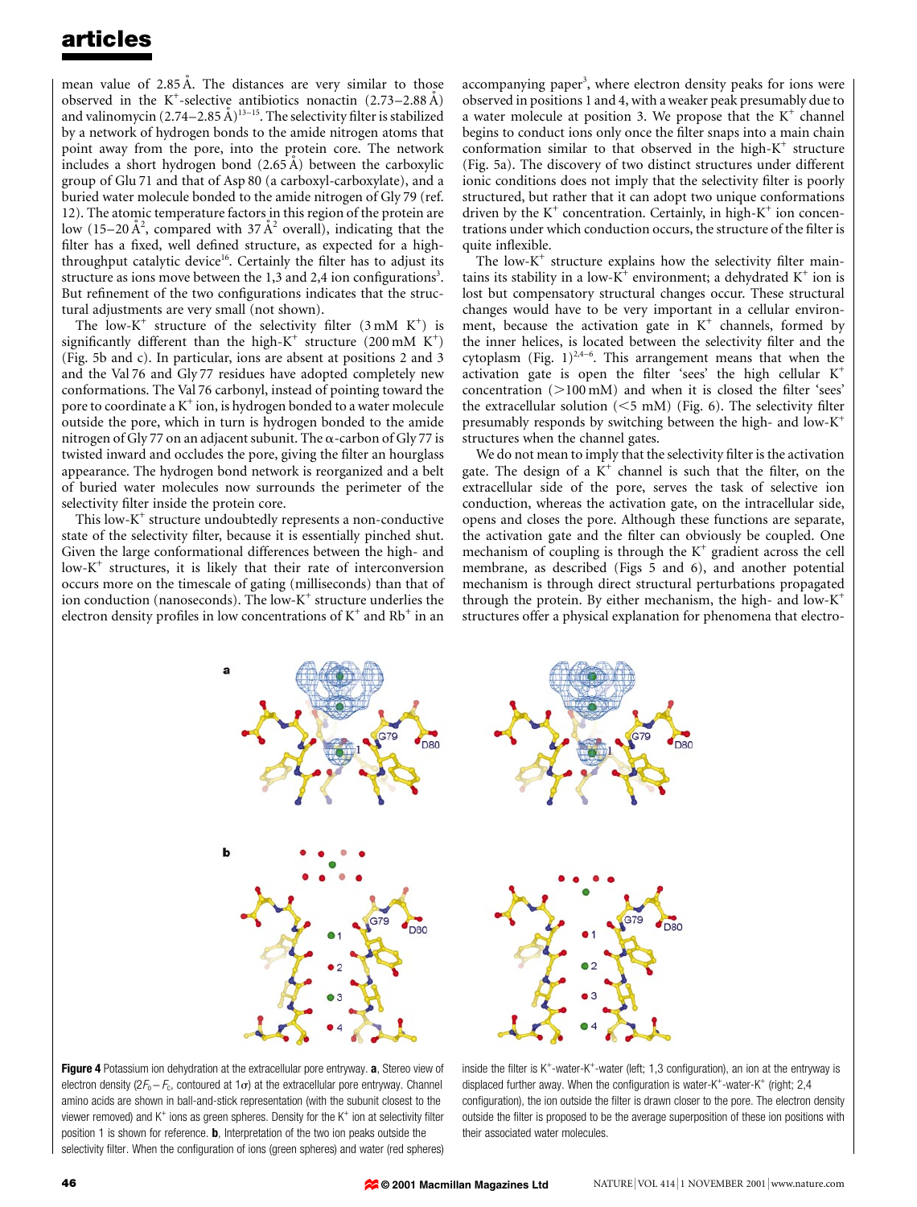mean value of 2.85 Å. The distances are very similar to those observed in the $K^+$-selective antibiotics nonactin (2.73–2.88 Å) and valinomycin (2.74–2.85 Å)[13–15]. The selectivity filter is stabilized by a network of hydrogen bonds to the amide nitrogen atoms that point away from the pore, into the protein core. The network includes a short hydrogen bond (2.65 Å) between the carboxylic group of Glu 71 and that of Asp 80 (a carboxyl-carboxylate), and a buried water molecule bonded to the amide nitrogen of Gly 79 (ref. 12). The atomic temperature factors in this region of the protein are low (15–20 $Å^2$, compared with 37 $Å^2$ overall), indicating that the filter has a fixed, well defined structure, as expected for a high-throughput catalytic device[16]. Certainly the filter has to adjust its structure as ions move between the 1,3 and 2,4 ion configurations[3]. But refinement of the two configurations indicates that the structural adjustments are very small (not shown).

The low-$K^+$ structure of the selectivity filter (3 mM $K^+$) is significantly different than the high-$K^+$ structure (200 mM $K^+$) (Fig. 5b and c). In particular, ions are absent at positions 2 and 3 and the Val 76 and Gly 77 residues have adopted completely new conformations. The Val 76 carbonyl, instead of pointing toward the pore to coordinate a $K^+$ ion, is hydrogen bonded to a water molecule outside the pore, which in turn is hydrogen bonded to the amide nitrogen of Gly 77 on an adjacent subunit. The α-carbon of Gly 77 is twisted inward and occludes the pore, giving the filter an hourglass appearance. The hydrogen bond network is reorganized and a belt of buried water molecules now surrounds the perimeter of the selectivity filter inside the protein core.

This low-$K^+$ structure undoubtedly represents a non-conductive state of the selectivity filter, because it is essentially pinched shut. Given the large conformational differences between the high- and low-$K^+$ structures, it is likely that their rate of interconversion occurs more on the timescale of gating (milliseconds) than that of ion conduction (nanoseconds). The low-$K^+$ structure underlies the electron density profiles in low concentrations of $K^+$ and $Rb^+$ in an accompanying paper[3], where electron density peaks for ions were observed in positions 1 and 4, with a weaker peak presumably due to a water molecule at position 3. We propose that the $K^+$ channel begins to conduct ions only once the filter snaps into a main chain conformation similar to that observed in the high-$K^+$ structure (Fig. 5a). The discovery of two distinct structures under different ionic conditions does not imply that the selectivity filter is poorly structured, but rather that it can adopt two unique conformations driven by the $K^+$ concentration. Certainly, in high-$K^+$ ion concentrations under which conduction occurs, the structure of the filter is quite inflexible.

The low-$K^+$ structure explains how the selectivity filter maintains its stability in a low-$K^+$ environment; a dehydrated $K^+$ ion is lost but compensatory structural changes occur. These structural changes would have to be very important in a cellular environment, because the activation gate in $K^+$ channels, formed by the inner helices, is located between the selectivity filter and the cytoplasm (Fig. 1)[2,4–6]. This arrangement means that when the activation gate is open the filter 'sees' the high cellular $K^+$ concentration (>100 mM) and when it is closed the filter 'sees' the extracellular solution (<5 mM) (Fig. 6). The selectivity filter presumably responds by switching between the high- and low-$K^+$ structures when the channel gates.

We do not mean to imply that the selectivity filter is the activation gate. The design of a $K^+$ channel is such that the filter, on the extracellular side of the pore, serves the task of selective ion conduction, whereas the activation gate, on the intracellular side, opens and closes the pore. Although these functions are separate, the activation gate and the filter can obviously be coupled. One mechanism of coupling is through the $K^+$ gradient across the cell membrane, as described (Figs 5 and 6), and another potential mechanism is through direct structural perturbations propagated through the protein. By either mechanism, the high- and low-$K^+$ structures offer a physical explanation for phenomena that electro-

**Figure 4** Potassium ion dehydration at the extracellular pore entryway. **a**, Stereo view of electron density ($2F_o - F_c$, contoured at 1σ) at the extracellular pore entryway. Channel amino acids are shown in ball-and-stick representation (with the subunit closest to the viewer removed) and $K^+$ ions as green spheres. Density for the $K^+$ ion at selectivity filter position 1 is shown for reference. **b**, Interpretation of the two ion peaks outside the selectivity filter. When the configuration of ions (green spheres) and water (red spheres) inside the filter is $K^+$-water-$K^+$-water (left; 1,3 configuration), an ion at the entryway is displaced further away. When the configuration is water-$K^+$-water-$K^+$ (right; 2,4 configuration), the ion outside the filter is drawn closer to the pore. The electron density outside the filter is proposed to be the average superposition of these ion positions with their associated water molecules.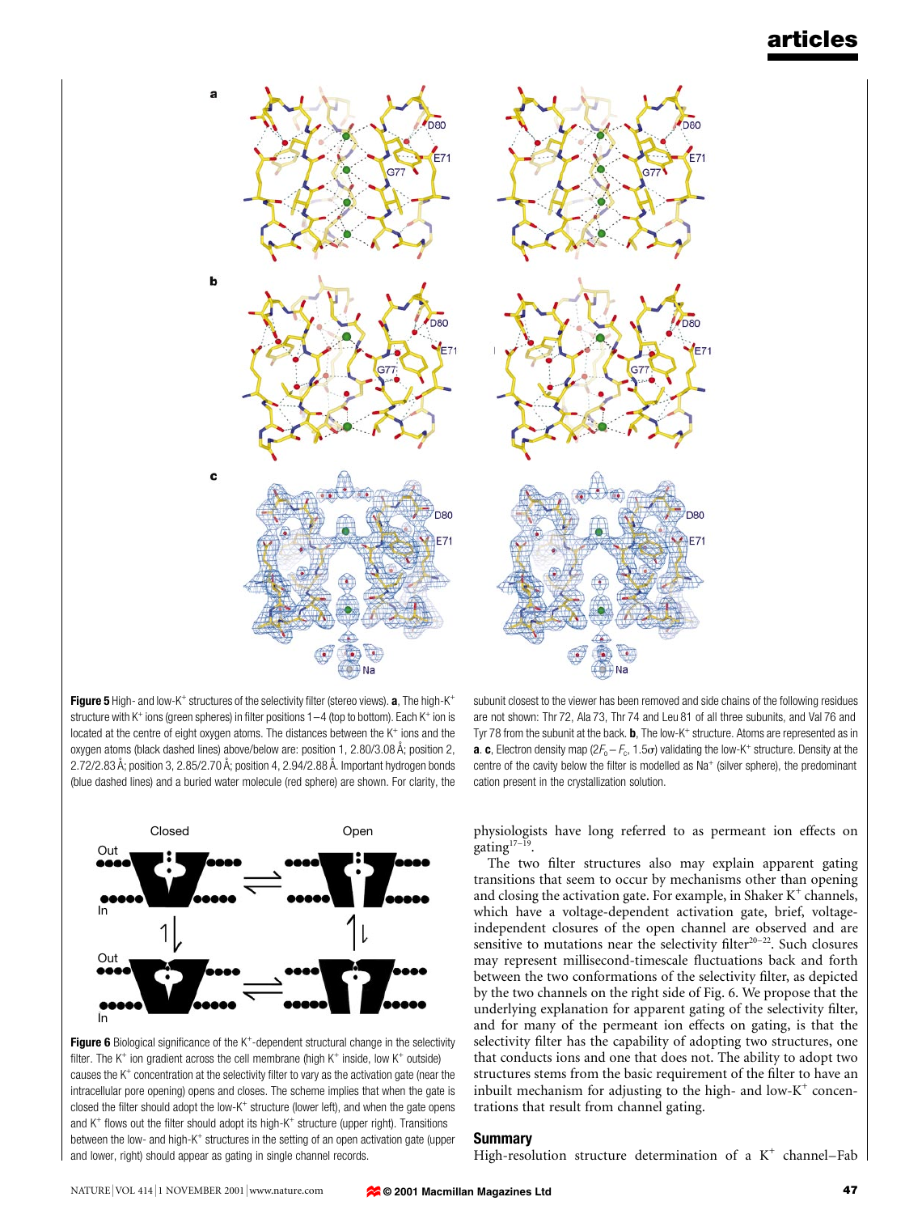**Figure 5** High- and low-K$^+$ structures of the selectivity filter (stereo views). **a**, The high-K$^+$ structure with K$^+$ ions (green spheres) in filter positions 1–4 (top to bottom). Each K$^+$ ion is located at the centre of eight oxygen atoms. The distances between the K$^+$ ions and the oxygen atoms (black dashed lines) above/below are: position 1, 2.80/3.08 Å; position 2, 2.72/2.83 Å; position 3, 2.85/2.70 Å; position 4, 2.94/2.88 Å. Important hydrogen bonds (blue dashed lines) and a buried water molecule (red sphere) are shown. For clarity, the subunit closest to the viewer has been removed and side chains of the following residues are not shown: Thr 72, Ala 73, Thr 74 and Leu 81 of all three subunits, and Val 76 and Tyr 78 from the subunit at the back. **b**, The low-K$^+$ structure. Atoms are represented as in **a**. **c**, Electron density map ($2F_o - F_c$, 1.5σ) validating the low-K$^+$ structure. Density at the centre of the cavity below the filter is modelled as Na$^+$ (silver sphere), the predominant cation present in the crystallization solution.

**Figure 6** Biological significance of the K$^+$-dependent structural change in the selectivity filter. The K$^+$ ion gradient across the cell membrane (high K$^+$ inside, low K$^+$ outside) causes the K$^+$ concentration at the selectivity filter to vary as the activation gate (near the intracellular pore opening) opens and closes. The scheme implies that when the gate is closed the filter should adopt the low-K$^+$ structure (lower left), and when the gate opens and K$^+$ flows out the filter should adopt its high-K$^+$ structure (upper right). Transitions between the low- and high-K$^+$ structures in the setting of an open activation gate (upper and lower, right) should appear as gating in single channel records.

physiologists have long referred to as permeant ion effects on gating[17–19].

The two filter structures also may explain apparent gating transitions that seem to occur by mechanisms other than opening and closing the activation gate. For example, in Shaker K$^+$ channels, which have a voltage-dependent activation gate, brief, voltage-independent closures of the open channel are observed and are sensitive to mutations near the selectivity filter[20–22]. Such closures may represent millisecond-timescale fluctuations back and forth between the two conformations of the selectivity filter, as depicted by the two channels on the right side of Fig. 6. We propose that the underlying explanation for apparent gating of the selectivity filter, and for many of the permeant ion effects on gating, is that the selectivity filter has the capability of adopting two structures, one that conducts ions and one that does not. The ability to adopt two structures stems from the basic requirement of the filter to have an inbuilt mechanism for adjusting to the high- and low-K$^+$ concentrations that result from channel gating.

## Summary

High-resolution structure determination of a K$^+$ channel–Fab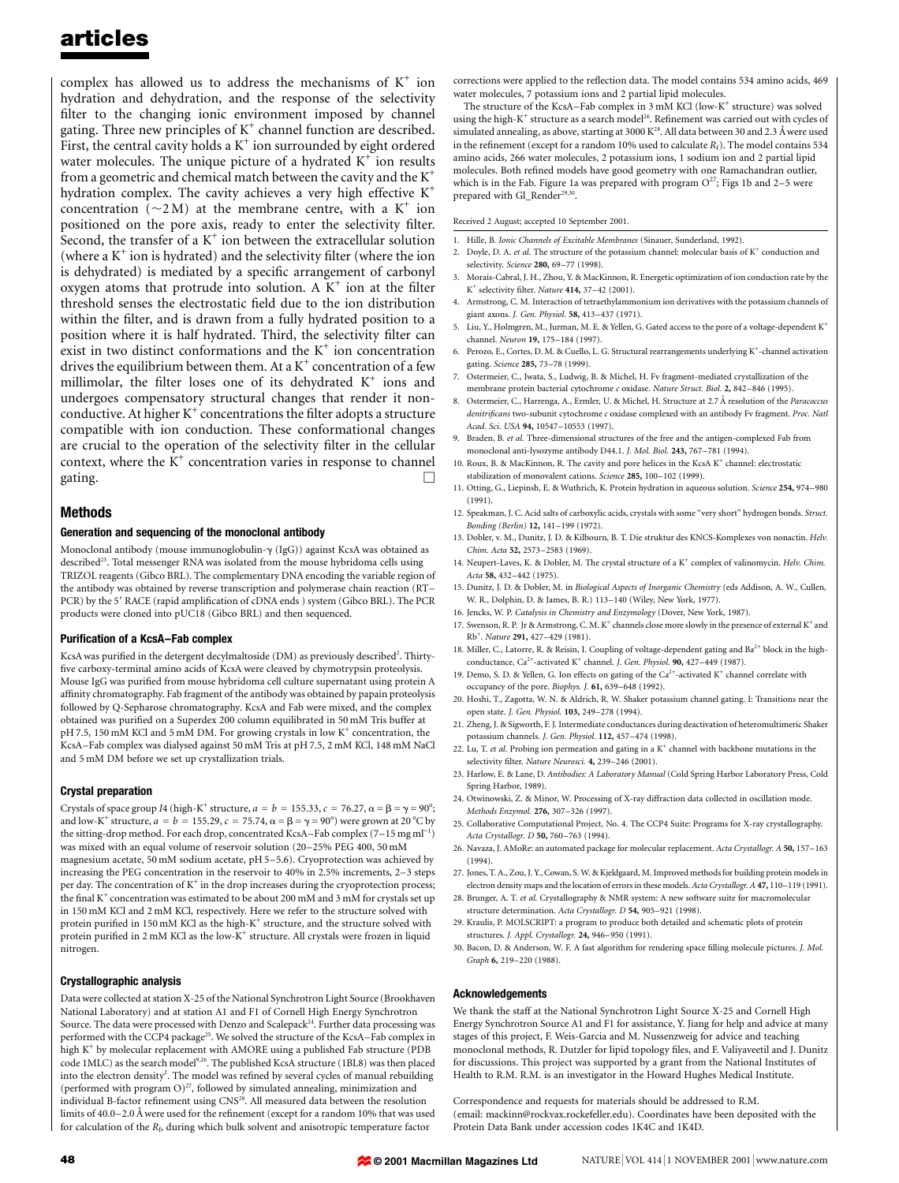complex has allowed us to address the mechanisms of $K^+$ ion hydration and dehydration, and the response of the selectivity filter to the changing ionic environment imposed by channel gating. Three new principles of $K^+$ channel function are described. First, the central cavity holds a $K^+$ ion surrounded by eight ordered water molecules. The unique picture of a hydrated $K^+$ ion results from a geometric and chemical match between the cavity and the $K^+$ hydration complex. The cavity achieves a very high effective $K^+$ concentration (~2 M) at the membrane centre, with a $K^+$ ion positioned on the pore axis, ready to enter the selectivity filter. Second, the transfer of a $K^+$ ion between the extracellular solution (where a $K^+$ ion is hydrated) and the selectivity filter (where the ion is dehydrated) is mediated by a specific arrangement of carbonyl oxygen atoms that protrude into solution. A $K^+$ ion at the filter threshold senses the electrostatic field due to the ion distribution within the filter, and is drawn from a fully hydrated position to a position where it is half hydrated. Third, the selectivity filter can exist in two distinct conformations and the $K^+$ ion concentration drives the equilibrium between them. At a $K^+$ concentration of a few millimolar, the filter loses one of its dehydrated $K^+$ ions and undergoes compensatory structural changes that render it non-conductive. At higher $K^+$ concentrations the filter adopts a structure compatible with ion conduction. These conformational changes are crucial to the operation of the selectivity filter in the cellular context, where the $K^+$ concentration varies in response to channel gating. □

## Methods

### Generation and sequencing of the monoclonal antibody

Monoclonal antibody (mouse immunoglobulin-γ (IgG)) against KcsA was obtained as described[23]. Total messenger RNA was isolated from the mouse hybridoma cells using TRIZOL reagents (Gibco BRL). The complementary DNA encoding the variable region of the antibody was obtained by reverse transcription and polymerase chain reaction (RT–PCR) by the 5′ RACE (rapid amplification of cDNA ends ) system (Gibco BRL). The PCR products were cloned into pUC18 (Gibco BRL) and then sequenced.

### Purification of a KcsA–Fab complex

KcsA was purified in the detergent decylmaltoside (DM) as previously described[2]. Thirty-five carboxy-terminal amino acids of KcsA were cleaved by chymotrypsin proteolysis. Mouse IgG was purified from mouse hybridoma cell culture supernatant using protein A affinity chromatography. Fab fragment of the antibody was obtained by papain proteolysis followed by Q-Sepharose chromatography. KcsA and Fab were mixed, and the complex obtained was purified on a Superdex 200 column equilibrated in 50 mM Tris buffer at pH 7.5, 150 mM KCl and 5 mM DM. For growing crystals in low $K^+$ concentration, the KcsA–Fab complex was dialysed against 50 mM Tris at pH 7.5, 2 mM KCl, 148 mM NaCl and 5 mM DM before we set up crystallization trials.

### Crystal preparation

Crystals of space group *I*4 (high-$K^+$ structure, $a = b = 155.33$, $c = 76.27$, $\alpha = \beta = \gamma = 90°$; and low-$K^+$ structure, $a = b = 155.29$, $c = 75.74$, $\alpha = \beta = \gamma = 90°$) were grown at 20 °C by the sitting-drop method. For each drop, concentrated KcsA–Fab complex (7–15 mg $ml^{-1}$) was mixed with an equal volume of reservoir solution (20–25% PEG 400, 50 mM magnesium acetate, 50 mM sodium acetate, pH 5–5.6). Cryoprotection was achieved by increasing the PEG concentration in the reservoir to 40% in 2.5% increments, 2–3 steps per day. The concentration of $K^+$ in the drop increases during the cryoprotection process; the final $K^+$ concentration was estimated to be about 200 mM and 3 mM for crystals set up in 150 mM KCl and 2 mM KCl, respectively. Here we refer to the structure solved with protein purified in 150 mM KCl as the high-$K^+$ structure, and the structure solved with protein purified in 2 mM KCl as the low-$K^+$ structure. All crystals were frozen in liquid nitrogen.

### Crystallographic analysis

Data were collected at station X-25 of the National Synchrotron Light Source (Brookhaven National Laboratory) and at station A1 and F1 of Cornell High Energy Synchrotron Source. The data were processed with Denzo and Scalepack[24]. Further data processing was performed with the CCP4 package[25]. We solved the structure of the KcsA–Fab complex in high $K^+$ by molecular replacement with AMORE using a published Fab structure (PDB code 1MLC) as the search model[9,26]. The published KcsA structure (1BL8) was then placed into the electron density[2]. The model was refined by several cycles of manual rebuilding (performed with program O)[27], followed by simulated annealing, minimization and individual B-factor refinement using CNS[28]. All measured data between the resolution limits of 40.0–2.0 Å were used for the refinement (except for a random 10% that was used for calculation of the $R_{fr}$ during which bulk solvent and anisotropic temperature factor corrections were applied to the reflection data. The model contains 534 amino acids, 469 water molecules, 7 potassium ions and 2 partial lipid molecules.

The structure of the KcsA–Fab complex in 3 mM KCl (low-$K^+$ structure) was solved using the high-$K^+$ structure as a search model[26]. Refinement was carried out with cycles of simulated annealing, as above, starting at 3000 K[28]. All data between 30 and 2.3 Å were used in the refinement (except for a random 10% used to calculate $R_f$). The model contains 534 amino acids, 266 water molecules, 2 potassium ions, 1 sodium ion and 2 partial lipid molecules. Both refined models have good geometry with one Ramachandran outlier, which is in the Fab. Figure 1a was prepared with program O[27]; Figs 1b and 2–5 were prepared with Gl_Render[29,30].

Received 2 August; accepted 10 September 2001.

1. Hille, B. *Ionic Channels of Excitable Membranes* (Sinauer, Sunderland, 1992).
2. Doyle, D. A. *et al.* The structure of the potassium channel: molecular basis of $K^+$ conduction and selectivity. *Science* **280,** 69–77 (1998).
3. Morais-Cabral, J. H., Zhou, Y. & MacKinnon, R. Energetic optimization of ion conduction rate by the $K^+$ selectivity filter. *Nature* **414,** 37–42 (2001).
4. Armstrong, C. M. Interaction of tetraethylammonium ion derivatives with the potassium channels of giant axons. *J. Gen. Physiol.* **58,** 413–437 (1971).
5. Liu, Y., Holmgren, M., Jurman, M. E. & Yellen, G. Gated access to the pore of a voltage-dependent $K^+$ channel. *Neuron* **19,** 175–184 (1997).
6. Perozo, E., Cortes, D. M. & Cuello, L. G. Structural rearrangements underlying $K^+$-channel activation gating. *Science* **285,** 73–78 (1999).
7. Ostermeier, C., Iwata, S., Ludwig, B. & Michel, H. Fv fragment-mediated crystallization of the membrane protein bacterial cytochrome *c* oxidase. *Nature Struct. Biol.* **2,** 842–846 (1995).
8. Ostermeier, C., Harrenga, A., Ermler, U. & Michel, H. Structure at 2.7 Å resolution of the *Paracoccus denitrificans* two-subunit cytochrome *c* oxidase complexed with an antibody Fv fragment. *Proc. Natl Acad. Sci. USA* **94,** 10547–10553 (1997).
9. Braden, B. *et al.* Three-dimensional structures of the free and the antigen-complexed Fab from monoclonal anti-lysozyme antibody D44.1. *J. Mol. Biol.* **243,** 767–781 (1994).
10. Roux, B. & MacKinnon, R. The cavity and pore helices in the KcsA $K^+$ channel: electrostatic stabilization of monovalent cations. *Science* **285,** 100–102 (1999).
11. Otting, G., Liepinsh, E. & Wuthrich, K. Protein hydration in aqueous solution. *Science* **254,** 974–980 (1991).
12. Speakman, J. C. Acid salts of carboxylic acids, crystals with some "very short" hydrogen bonds. *Struct. Bonding (Berlin)* **12,** 141–199 (1972).
13. Dobler, v. M., Dunitz, J. D. & Kilbourn, B. T. Die struktur des KNCS-Komplexes von nonactin. *Helv. Chim. Acta* **52,** 2573–2583 (1969).
14. Neupert-Laves, K. & Dobler, M. The crystal structure of a $K^+$ complex of valinomycin. *Helv. Chim. Acta* **58,** 432–442 (1975).
15. Dunitz, J. D. & Dobler, M. in *Biological Aspects of Inorganic Chemistry* (eds Addison, A. W., Cullen, W. R., Dolphin, D. & James, B. R.) 113–140 (Wiley, New York, 1977).
16. Jencks, W. P. *Catalysis in Chemistry and Enzymology* (Dover, New York, 1987).
17. Swenson, R. P. Jr & Armstrong, C. M. $K^+$ channels close more slowly in the presence of external $K^+$ and $Rb^+$. *Nature* **291,** 427–429 (1981).
18. Miller, C., Latorre, R. & Reisin, I. Coupling of voltage-dependent gating and $Ba^{2+}$ block in the high-conductance, $Ca^{2+}$-activated $K^+$ channel. *J. Gen. Physiol.* **90,** 427–449 (1987).
19. Demo, S. D. & Yellen, G. Ion effects on gating of the $Ca^{2+}$-activated $K^+$ channel correlate with occupancy of the pore. *Biophys. J.* **61,** 639–648 (1992).
20. Hoshi, T., Zagotta, W. N. & Aldrich, R. W. Shaker potassium channel gating. I: Transitions near the open state. *J. Gen. Physiol.* **103,** 249–278 (1994).
21. Zheng, J. & Sigworth, F. J. Intermediate conductances during deactivation of heteromultimeric Shaker potassium channels. *J. Gen. Physiol.* **112,** 457–474 (1998).
22. Lu, T. *et al.* Probing ion permeation and gating in a $K^+$ channel with backbone mutations in the selectivity filter. *Nature Neurosci.* **4,** 239–246 (2001).
23. Harlow, E. & Lane, D. *Antibodies: A Laboratory Manual* (Cold Spring Harbor Laboratory Press, Cold Spring Harbor, 1989).
24. Otwinowski, Z. & Minor, W. Processing of X-ray diffraction data collected in oscillation mode. *Methods Enzymol.* **276,** 307–326 (1997).
25. Collaborative Computational Project, No. 4. The CCP4 Suite: Programs for X-ray crystallography. *Acta Crystallogr. D* **50,** 760–763 (1994).
26. Navaza, J. AMoRe: an automated package for molecular replacement. *Acta Crystallogr. A* **50,** 157–163 (1994).
27. Jones, T. A., Zou, J. Y., Cowan, S. W. & Kjeldgaard, M. Improved methods for building protein models in electron density maps and the location of errors in these models. *Acta Crystallogr. A* **47,** 110–119 (1991).
28. Brunger, A. T. *et al.* Crystallography & NMR system: A new software suite for macromolecular structure determination. *Acta Crystallogr. D* **54,** 905–921 (1998).
29. Kraulis, P. MOLSCRIPT: a program to produce both detailed and schematic plots of protein structures. *J. Appl. Crystallogr.* **24,** 946–950 (1991).
30. Bacon, D. & Anderson, W. F. A fast algorithm for rendering space filling molecule pictures. *J. Mol. Graph* **6,** 219–220 (1988).

### Acknowledgements

We thank the staff at the National Synchrotron Light Source X-25 and Cornell High Energy Synchrotron Source A1 and F1 for assistance, Y. Jiang for help and advice at many stages of this project, F. Weis-Garcia and M. Nussenzweig for advice and teaching monoclonal methods, R. Dutzler for lipid topology files, and F. Valiyaveetil and J. Dunitz for discussions. This project was supported by a grant from the National Institutes of Health to R.M. R.M. is an investigator in the Howard Hughes Medical Institute.

Correspondence and requests for materials should be addressed to R.M. (email: mackinn@rockvax.rockefeller.edu). Coordinates have been deposited with the Protein Data Bank under accession codes 1K4C and 1K4D.